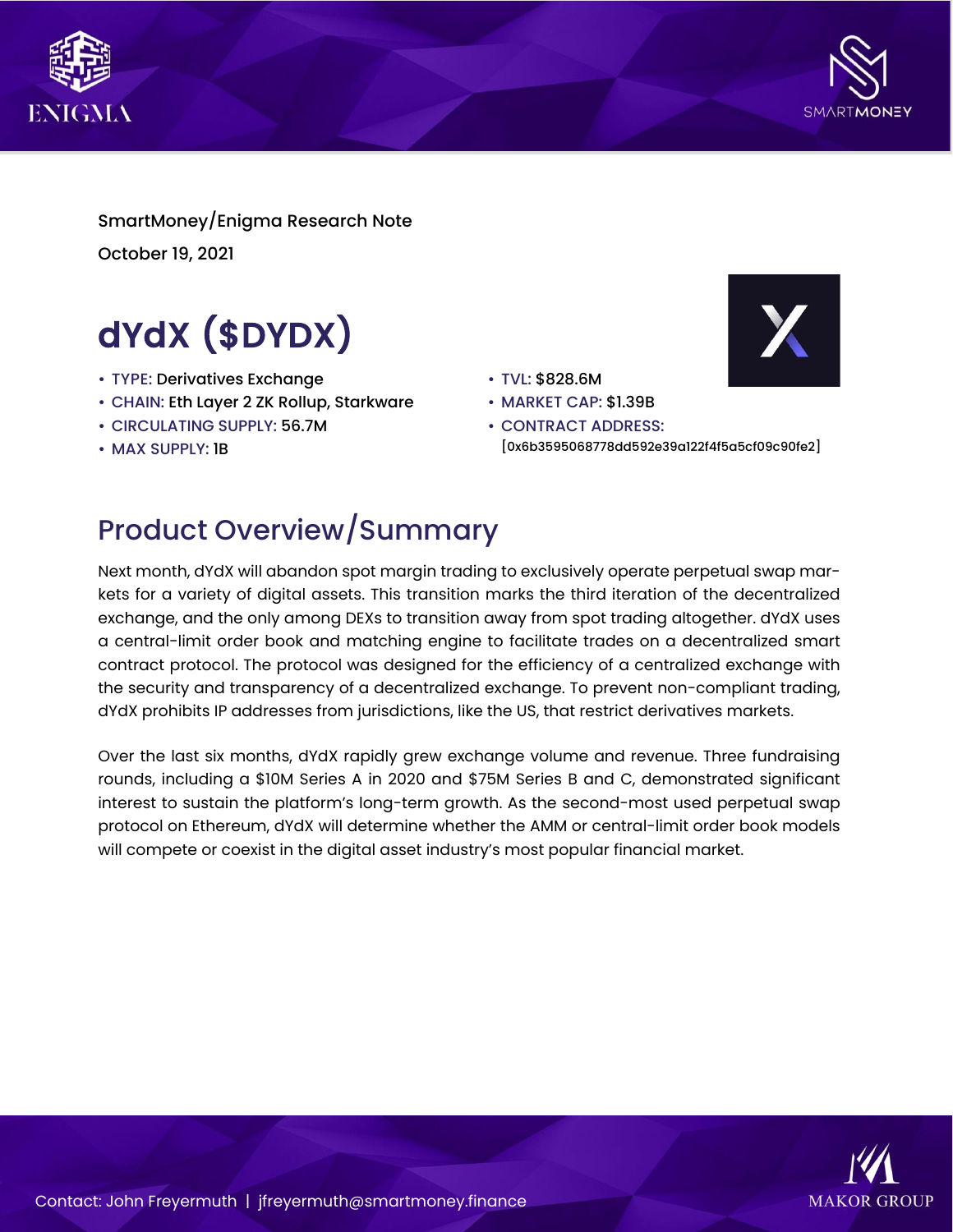SmartMoney/Enigma Research Note

October 19, 2021

# dYdX ($DYDX)

- TYPE: Derivatives Exchange
- CHAIN: Eth Layer 2 ZK Rollup, Starkware
- CIRCULATING SUPPLY: 56.7M
- MAX SUPPLY: 1B
- TVL: $828.6M
- MARKET CAP: $1.39B
- CONTRACT ADDRESS: [0x6b3595068778dd592e39a122f4f5a5cf09c90fe2]

## Product Overview/Summary

Next month, dYdX will abandon spot margin trading to exclusively operate perpetual swap markets for a variety of digital assets. This transition marks the third iteration of the decentralized exchange, and the only among DEXs to transition away from spot trading altogether. dYdX uses a central-limit order book and matching engine to facilitate trades on a decentralized smart contract protocol. The protocol was designed for the efficiency of a centralized exchange with the security and transparency of a decentralized exchange. To prevent non-compliant trading, dYdX prohibits IP addresses from jurisdictions, like the US, that restrict derivatives markets.

Over the last six months, dYdX rapidly grew exchange volume and revenue. Three fundraising rounds, including a $10M Series A in 2020 and $75M Series B and C, demonstrated significant interest to sustain the platform's long-term growth. As the second-most used perpetual swap protocol on Ethereum, dYdX will determine whether the AMM or central-limit order book models will compete or coexist in the digital asset industry's most popular financial market.

Contact: John Freyermuth | jfreyermuth@smartmoney.finance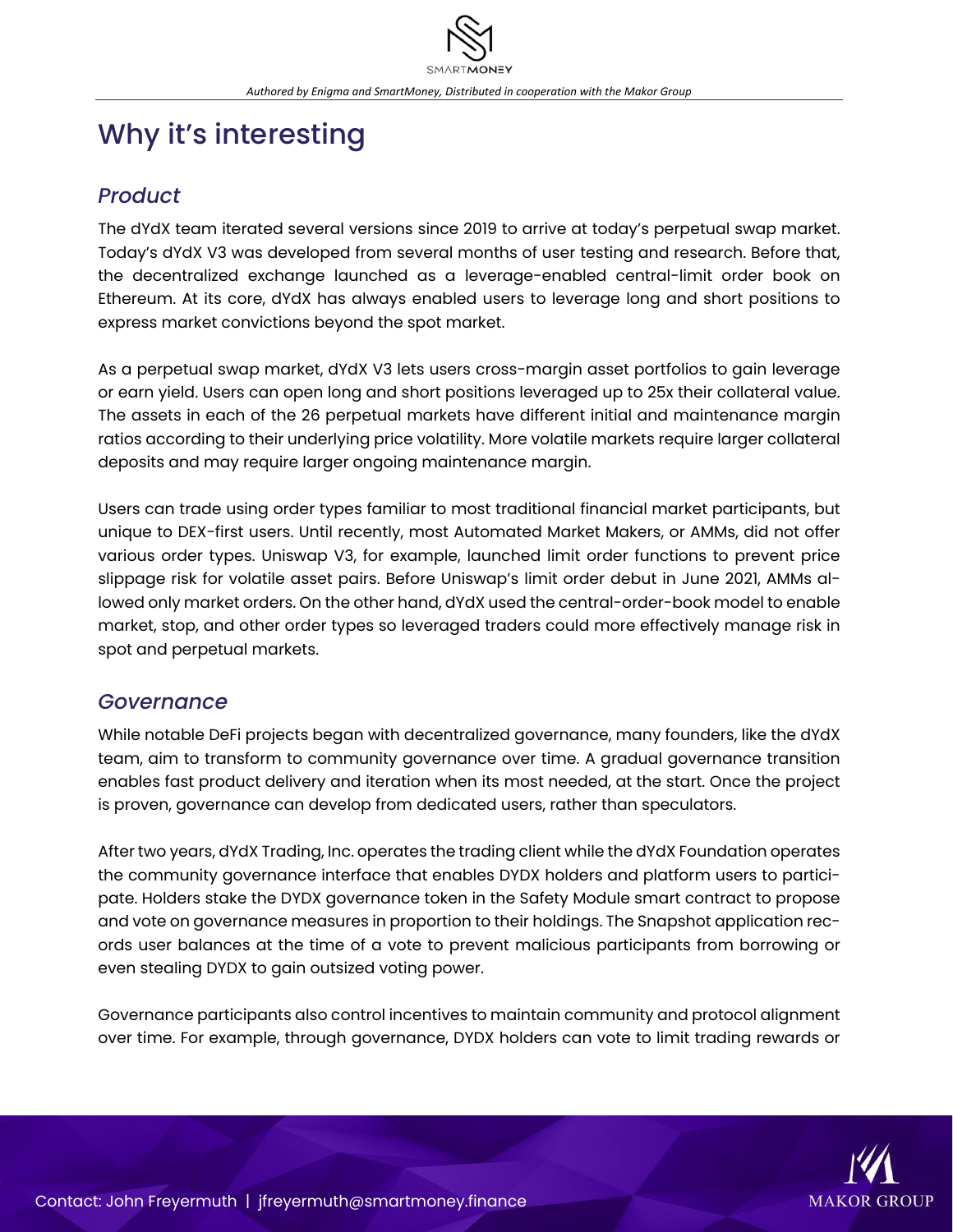# Why it's interesting

## *Product*

The dYdX team iterated several versions since 2019 to arrive at today's perpetual swap market. Today's dYdX V3 was developed from several months of user testing and research. Before that, the decentralized exchange launched as a leverage-enabled central-limit order book on Ethereum. At its core, dYdX has always enabled users to leverage long and short positions to express market convictions beyond the spot market.

As a perpetual swap market, dYdX V3 lets users cross-margin asset portfolios to gain leverage or earn yield. Users can open long and short positions leveraged up to 25x their collateral value. The assets in each of the 26 perpetual markets have different initial and maintenance margin ratios according to their underlying price volatility. More volatile markets require larger collateral deposits and may require larger ongoing maintenance margin.

Users can trade using order types familiar to most traditional financial market participants, but unique to DEX-first users. Until recently, most Automated Market Makers, or AMMs, did not offer various order types. Uniswap V3, for example, launched limit order functions to prevent price slippage risk for volatile asset pairs. Before Uniswap's limit order debut in June 2021, AMMs allowed only market orders. On the other hand, dYdX used the central-order-book model to enable market, stop, and other order types so leveraged traders could more effectively manage risk in spot and perpetual markets.

## *Governance*

While notable DeFi projects began with decentralized governance, many founders, like the dYdX team, aim to transform to community governance over time. A gradual governance transition enables fast product delivery and iteration when its most needed, at the start. Once the project is proven, governance can develop from dedicated users, rather than speculators.

After two years, dYdX Trading, Inc. operates the trading client while the dYdX Foundation operates the community governance interface that enables DYDX holders and platform users to participate. Holders stake the DYDX governance token in the Safety Module smart contract to propose and vote on governance measures in proportion to their holdings. The Snapshot application records user balances at the time of a vote to prevent malicious participants from borrowing or even stealing DYDX to gain outsized voting power.

Governance participants also control incentives to maintain community and protocol alignment over time. For example, through governance, DYDX holders can vote to limit trading rewards or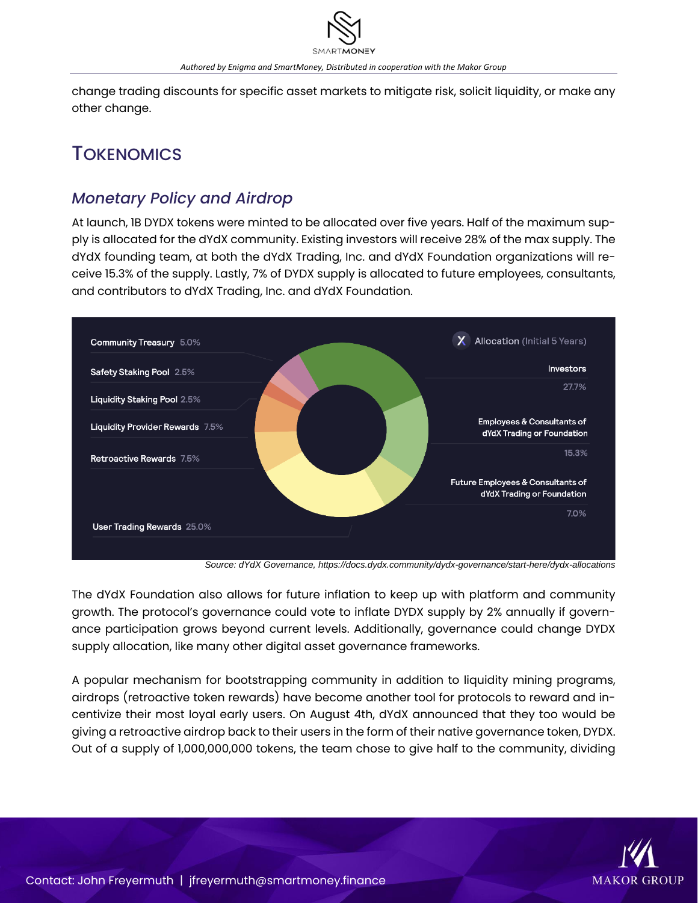change trading discounts for specific asset markets to mitigate risk, solicit liquidity, or make any other change.

## Tokenomics

### *Monetary Policy and Airdrop*

At launch, 1B DYDX tokens were minted to be allocated over five years. Half of the maximum supply is allocated for the dYdX community. Existing investors will receive 28% of the max supply. The dYdX founding team, at both the dYdX Trading, Inc. and dYdX Foundation organizations will receive 15.3% of the supply. Lastly, 7% of DYDX supply is allocated to future employees, consultants, and contributors to dYdX Trading, Inc. and dYdX Foundation.

Allocation (Initial 5 Years)

- Community Treasury 5.0%
- Safety Staking Pool 2.5%
- Liquidity Staking Pool 2.5%
- Liquidity Provider Rewards 7.5%
- Retroactive Rewards 7.5%
- User Trading Rewards 25.0%
- Investors 27.7%
- Employees & Consultants of dYdX Trading or Foundation 15.3%
- Future Employees & Consultants of dYdX Trading or Foundation 7.0%

Source: dYdX Governance, https://docs.dydx.community/dydx-governance/start-here/dydx-allocations

The dYdX Foundation also allows for future inflation to keep up with platform and community growth. The protocol's governance could vote to inflate DYDX supply by 2% annually if governance participation grows beyond current levels. Additionally, governance could change DYDX supply allocation, like many other digital asset governance frameworks.

A popular mechanism for bootstrapping community in addition to liquidity mining programs, airdrops (retroactive token rewards) have become another tool for protocols to reward and incentivize their most loyal early users. On August 4th, dYdX announced that they too would be giving a retroactive airdrop back to their users in the form of their native governance token, DYDX. Out of a supply of 1,000,000,000 tokens, the team chose to give half to the community, dividing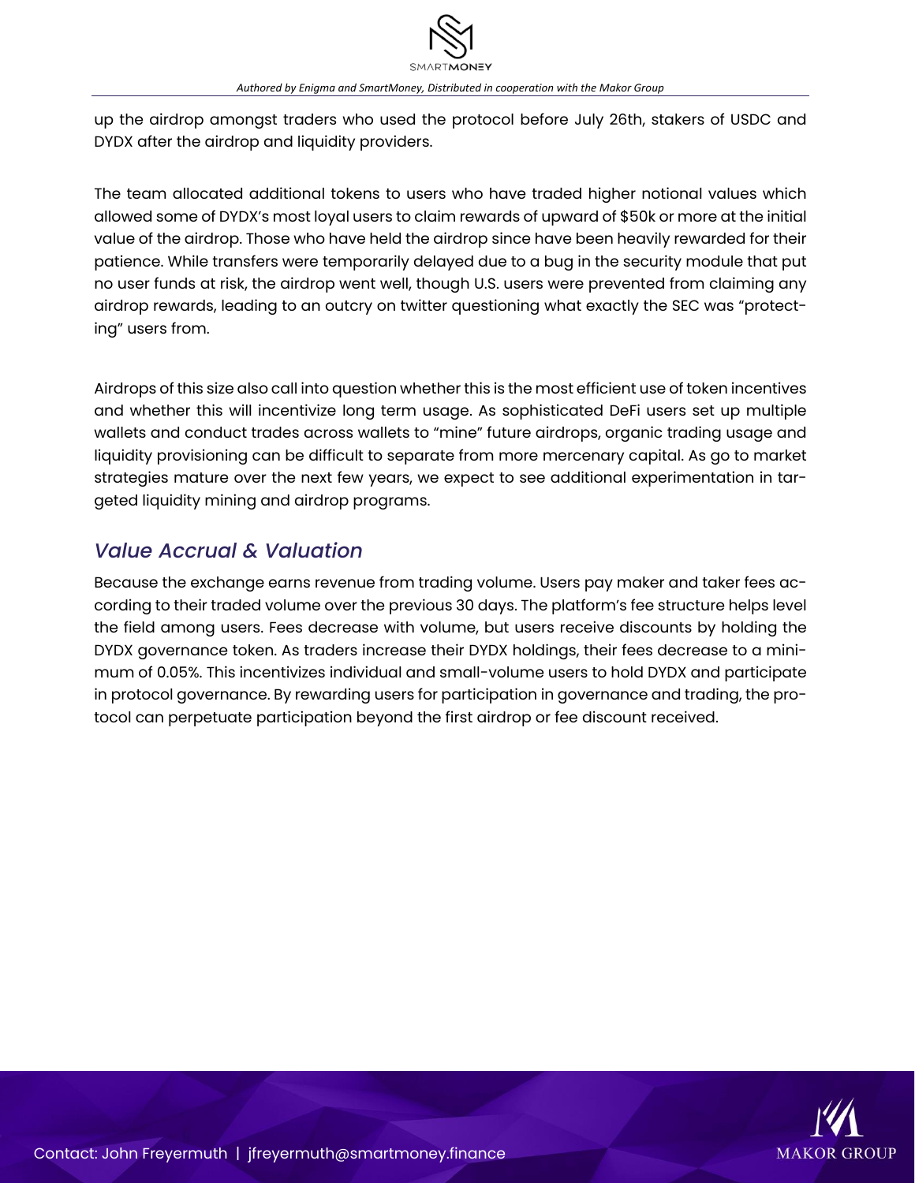up the airdrop amongst traders who used the protocol before July 26th, stakers of USDC and DYDX after the airdrop and liquidity providers.

The team allocated additional tokens to users who have traded higher notional values which allowed some of DYDX's most loyal users to claim rewards of upward of $50k or more at the initial value of the airdrop. Those who have held the airdrop since have been heavily rewarded for their patience. While transfers were temporarily delayed due to a bug in the security module that put no user funds at risk, the airdrop went well, though U.S. users were prevented from claiming any airdrop rewards, leading to an outcry on twitter questioning what exactly the SEC was "protecting" users from.

Airdrops of this size also call into question whether this is the most efficient use of token incentives and whether this will incentivize long term usage. As sophisticated DeFi users set up multiple wallets and conduct trades across wallets to "mine" future airdrops, organic trading usage and liquidity provisioning can be difficult to separate from more mercenary capital. As go to market strategies mature over the next few years, we expect to see additional experimentation in targeted liquidity mining and airdrop programs.

## *Value Accrual & Valuation*

Because the exchange earns revenue from trading volume. Users pay maker and taker fees according to their traded volume over the previous 30 days. The platform's fee structure helps level the field among users. Fees decrease with volume, but users receive discounts by holding the DYDX governance token. As traders increase their DYDX holdings, their fees decrease to a minimum of 0.05%. This incentivizes individual and small-volume users to hold DYDX and participate in protocol governance. By rewarding users for participation in governance and trading, the protocol can perpetuate participation beyond the first airdrop or fee discount received.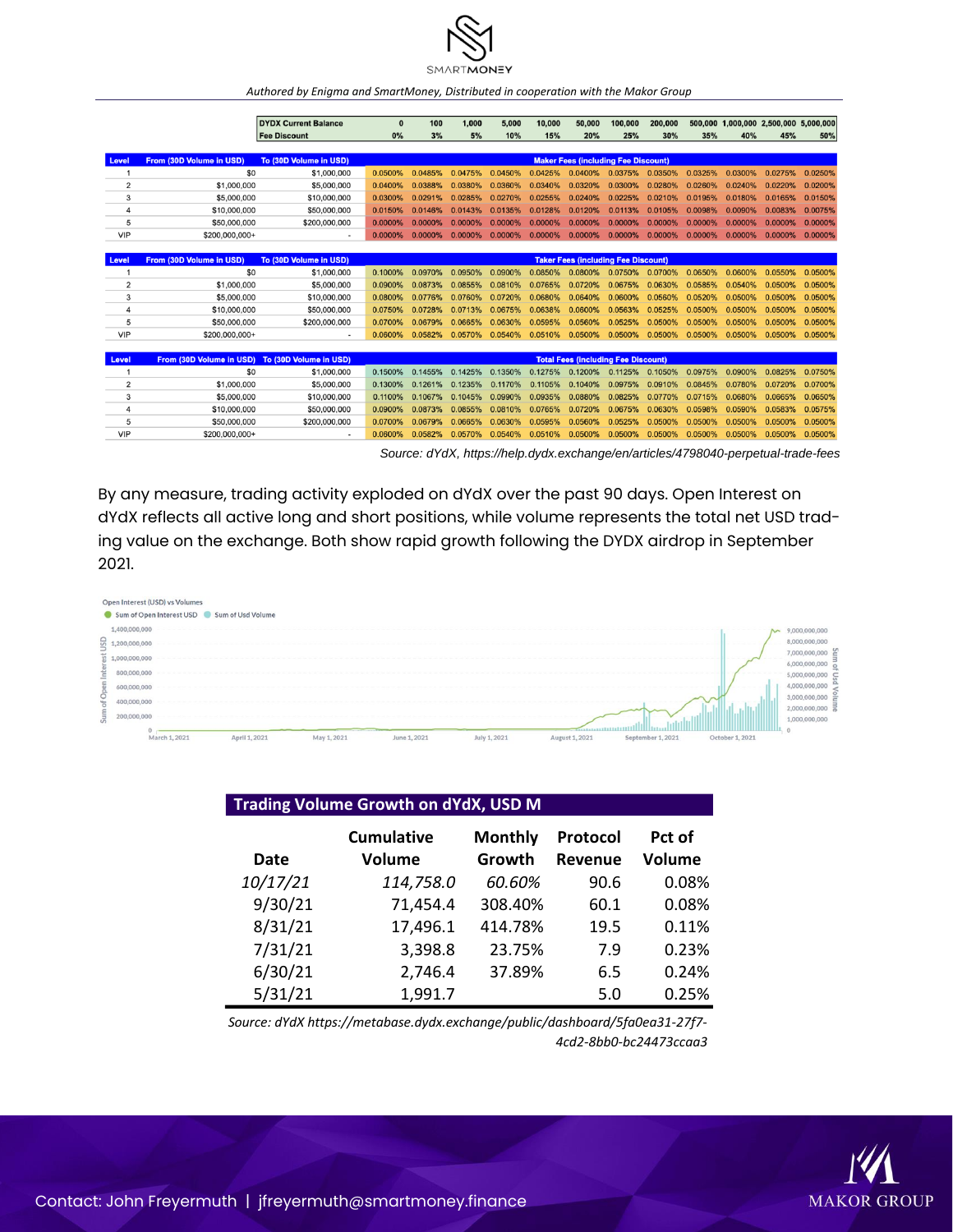*Authored by Enigma and SmartMoney, Distributed in cooperation with the Makor Group*

| | | DYDX Current Balance | 0 | 100 | 1,000 | 5,000 | 10,000 | 50,000 | 100,000 | 200,000 | 500,000 | 1,000,000 | 2,500,000 | 5,000,000 |
|---|---|---|---|---|---|---|---|---|---|---|---|---|---|---|
| | | Fee Discount | 0% | 3% | 5% | 10% | 15% | 20% | 25% | 30% | 35% | 40% | 45% | 50% |

| Level | From (30D Volume in USD) | To (30D Volume in USD) | Maker Fees (including Fee Discount) | | | | | | | | | | | |
|---|---|---|---|---|---|---|---|---|---|---|---|---|---|---|
| 1 | $0 | $1,000,000 | 0.0500% | 0.0485% | 0.0475% | 0.0450% | 0.0425% | 0.0400% | 0.0375% | 0.0350% | 0.0325% | 0.0300% | 0.0275% | 0.0250% |
| 2 | $1,000,000 | $5,000,000 | 0.0400% | 0.0388% | 0.0380% | 0.0360% | 0.0340% | 0.0320% | 0.0300% | 0.0280% | 0.0260% | 0.0240% | 0.0220% | 0.0200% |
| 3 | $5,000,000 | $10,000,000 | 0.0300% | 0.0291% | 0.0285% | 0.0270% | 0.0255% | 0.0240% | 0.0225% | 0.0210% | 0.0195% | 0.0180% | 0.0165% | 0.0150% |
| 4 | $10,000,000 | $50,000,000 | 0.0150% | 0.0146% | 0.0143% | 0.0135% | 0.0128% | 0.0120% | 0.0113% | 0.0105% | 0.0098% | 0.0090% | 0.0083% | 0.0075% |
| 5 | $50,000,000 | $200,000,000 | 0.0000% | 0.0000% | 0.0000% | 0.0000% | 0.0000% | 0.0000% | 0.0000% | 0.0000% | 0.0000% | 0.0000% | 0.0000% | 0.0000% |
| VIP | $200,000,000+ | - | 0.0000% | 0.0000% | 0.0000% | 0.0000% | 0.0000% | 0.0000% | 0.0000% | 0.0000% | 0.0000% | 0.0000% | 0.0000% | 0.0000% |

| Level | From (30D Volume in USD) | To (30D Volume in USD) | Taker Fees (including Fee Discount) | | | | | | | | | | | |
|---|---|---|---|---|---|---|---|---|---|---|---|---|---|---|
| 1 | $0 | $1,000,000 | 0.1000% | 0.0970% | 0.0950% | 0.0900% | 0.0850% | 0.0800% | 0.0750% | 0.0700% | 0.0650% | 0.0600% | 0.0550% | 0.0500% |
| 2 | $1,000,000 | $5,000,000 | 0.0900% | 0.0873% | 0.0855% | 0.0810% | 0.0765% | 0.0720% | 0.0675% | 0.0630% | 0.0585% | 0.0540% | 0.0500% | 0.0500% |
| 3 | $5,000,000 | $10,000,000 | 0.0800% | 0.0776% | 0.0760% | 0.0720% | 0.0680% | 0.0640% | 0.0600% | 0.0560% | 0.0520% | 0.0500% | 0.0500% | 0.0500% |
| 4 | $10,000,000 | $50,000,000 | 0.0750% | 0.0728% | 0.0713% | 0.0675% | 0.0638% | 0.0600% | 0.0563% | 0.0525% | 0.0500% | 0.0500% | 0.0500% | 0.0500% |
| 5 | $50,000,000 | $200,000,000 | 0.0700% | 0.0679% | 0.0665% | 0.0630% | 0.0595% | 0.0560% | 0.0525% | 0.0500% | 0.0500% | 0.0500% | 0.0500% | 0.0500% |
| VIP | $200,000,000+ | - | 0.0600% | 0.0582% | 0.0570% | 0.0540% | 0.0510% | 0.0500% | 0.0500% | 0.0500% | 0.0500% | 0.0500% | 0.0500% | 0.0500% |

| Level | From (30D Volume in USD) | To (30D Volume in USD) | Total Fees (including Fee Discount) | | | | | | | | | | | |
|---|---|---|---|---|---|---|---|---|---|---|---|---|---|---|
| 1 | $0 | $1,000,000 | 0.1500% | 0.1455% | 0.1425% | 0.1350% | 0.1275% | 0.1200% | 0.1125% | 0.1050% | 0.0975% | 0.0900% | 0.0825% | 0.0750% |
| 2 | $1,000,000 | $5,000,000 | 0.1300% | 0.1261% | 0.1235% | 0.1170% | 0.1105% | 0.1040% | 0.0975% | 0.0910% | 0.0845% | 0.0780% | 0.0720% | 0.0700% |
| 3 | $5,000,000 | $10,000,000 | 0.1100% | 0.1067% | 0.1045% | 0.0990% | 0.0935% | 0.0880% | 0.0825% | 0.0770% | 0.0715% | 0.0680% | 0.0665% | 0.0650% |
| 4 | $10,000,000 | $50,000,000 | 0.0900% | 0.0873% | 0.0855% | 0.0810% | 0.0765% | 0.0720% | 0.0675% | 0.0630% | 0.0598% | 0.0590% | 0.0583% | 0.0575% |
| 5 | $50,000,000 | $200,000,000 | 0.0700% | 0.0679% | 0.0665% | 0.0630% | 0.0595% | 0.0560% | 0.0525% | 0.0500% | 0.0500% | 0.0500% | 0.0500% | 0.0500% |
| VIP | $200,000,000+ | - | 0.0600% | 0.0582% | 0.0570% | 0.0540% | 0.0510% | 0.0500% | 0.0500% | 0.0500% | 0.0500% | 0.0500% | 0.0500% | 0.0500% |

*Source: dYdX, https://help.dydx.exchange/en/articles/4798040-perpetual-trade-fees*

By any measure, trading activity exploded on dYdX over the past 90 days. Open Interest on dYdX reflects all active long and short positions, while volume represents the total net USD trading value on the exchange. Both show rapid growth following the DYDX airdrop in September 2021.

Open Interest (USD) vs Volumes

Sum of Open Interest USD · Sum of Usd Volume

**Trading Volume Growth on dYdX, USD M**

| Date | Cumulative Volume | Monthly Growth | Protocol Revenue | Pct of Volume |
|---|---|---|---|---|
| *10/17/21* | *114,758.0* | *60.60%* | 90.6 | 0.08% |
| 9/30/21 | 71,454.4 | 308.40% | 60.1 | 0.08% |
| 8/31/21 | 17,496.1 | 414.78% | 19.5 | 0.11% |
| 7/31/21 | 3,398.8 | 23.75% | 7.9 | 0.23% |
| 6/30/21 | 2,746.4 | 37.89% | 6.5 | 0.24% |
| 5/31/21 | 1,991.7 | | 5.0 | 0.25% |

*Source: dYdX https://metabase.dydx.exchange/public/dashboard/5fa0ea31-27f7-4cd2-8bb0-bc24473ccaa3*

Contact: John Freyermuth | jfreyermuth@smartmoney.finance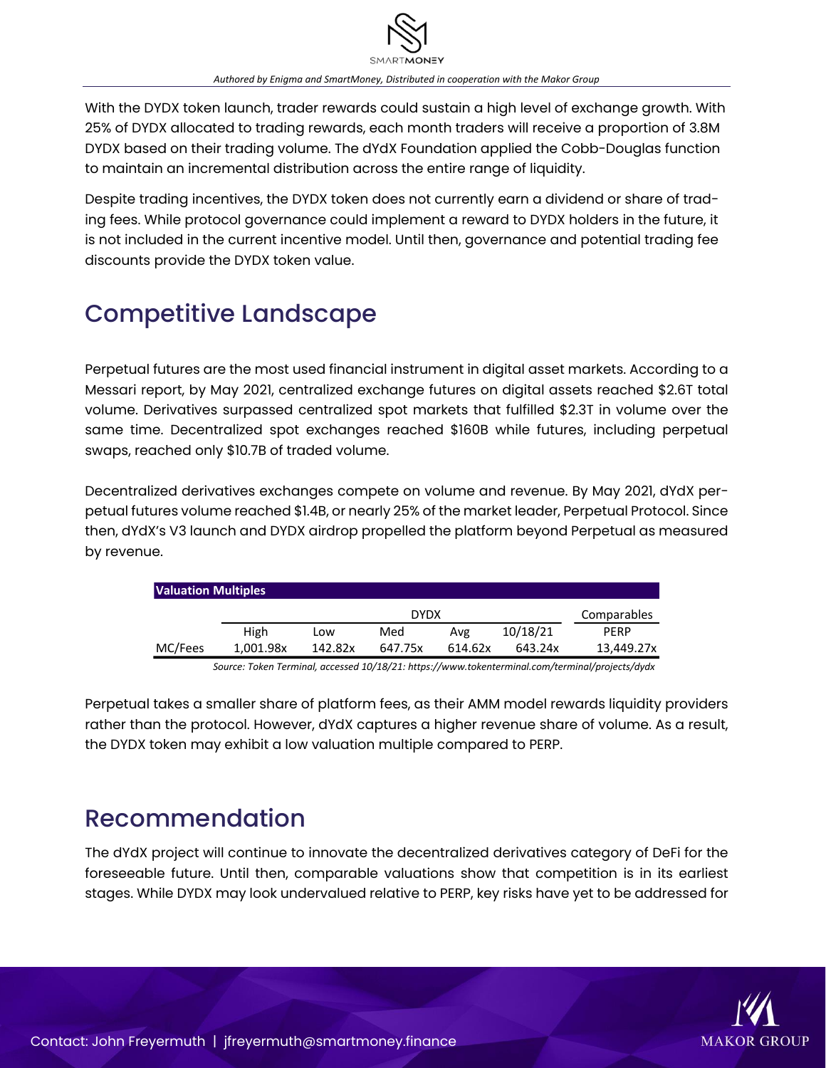With the DYDX token launch, trader rewards could sustain a high level of exchange growth. With 25% of DYDX allocated to trading rewards, each month traders will receive a proportion of 3.8M DYDX based on their trading volume. The dYdX Foundation applied the Cobb-Douglas function to maintain an incremental distribution across the entire range of liquidity.

Despite trading incentives, the DYDX token does not currently earn a dividend or share of trading fees. While protocol governance could implement a reward to DYDX holders in the future, it is not included in the current incentive model. Until then, governance and potential trading fee discounts provide the DYDX token value.

## Competitive Landscape

Perpetual futures are the most used financial instrument in digital asset markets. According to a Messari report, by May 2021, centralized exchange futures on digital assets reached $2.6T total volume. Derivatives surpassed centralized spot markets that fulfilled $2.3T in volume over the same time. Decentralized spot exchanges reached $160B while futures, including perpetual swaps, reached only $10.7B of traded volume.

Decentralized derivatives exchanges compete on volume and revenue. By May 2021, dYdX perpetual futures volume reached $1.4B, or nearly 25% of the market leader, Perpetual Protocol. Since then, dYdX's V3 launch and DYDX airdrop propelled the platform beyond Perpetual as measured by revenue.

**Valuation Multiples**

| | DYDX | | | | | Comparables |
|---|---|---|---|---|---|---|
| | High | Low | Med | Avg | 10/18/21 | PERP |
| MC/Fees | 1,001.98x | 142.82x | 647.75x | 614.62x | 643.24x | 13,449.27x |

*Source: Token Terminal, accessed 10/18/21: https://www.tokenterminal.com/terminal/projects/dydx*

Perpetual takes a smaller share of platform fees, as their AMM model rewards liquidity providers rather than the protocol. However, dYdX captures a higher revenue share of volume. As a result, the DYDX token may exhibit a low valuation multiple compared to PERP.

## Recommendation

The dYdX project will continue to innovate the decentralized derivatives category of DeFi for the foreseeable future. Until then, comparable valuations show that competition is in its earliest stages. While DYDX may look undervalued relative to PERP, key risks have yet to be addressed for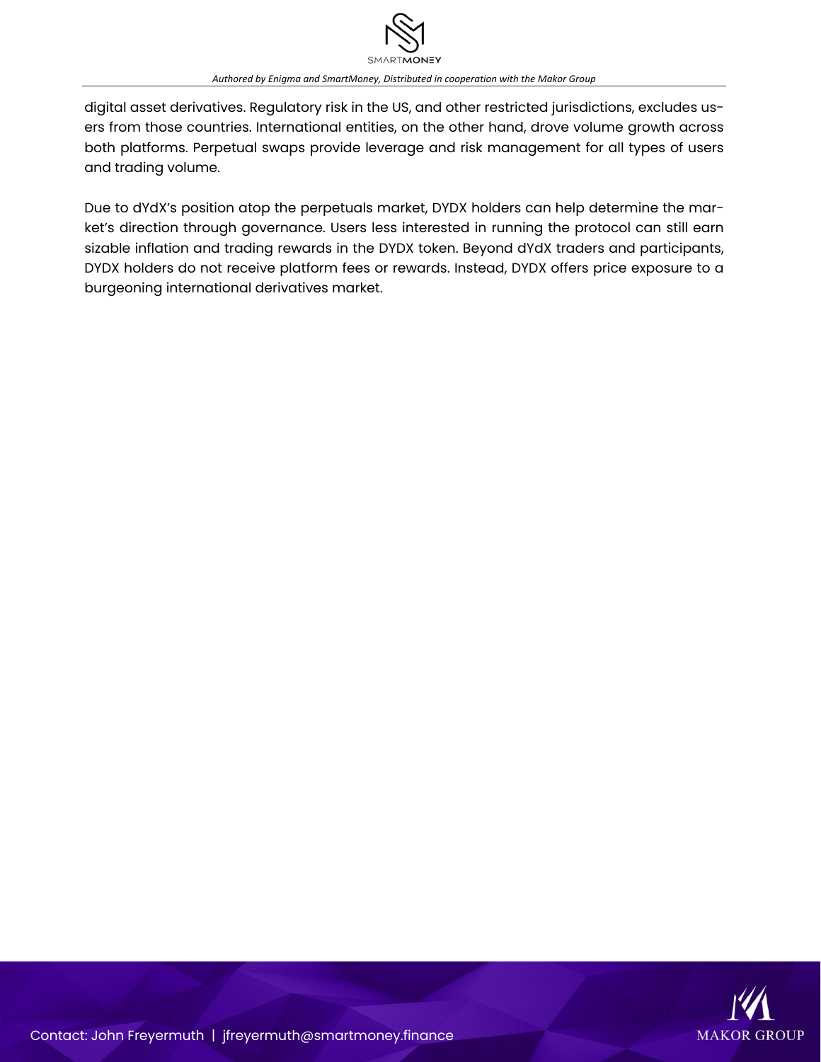digital asset derivatives. Regulatory risk in the US, and other restricted jurisdictions, excludes users from those countries. International entities, on the other hand, drove volume growth across both platforms. Perpetual swaps provide leverage and risk management for all types of users and trading volume.

Due to dYdX's position atop the perpetuals market, DYDX holders can help determine the market's direction through governance. Users less interested in running the protocol can still earn sizable inflation and trading rewards in the DYDX token. Beyond dYdX traders and participants, DYDX holders do not receive platform fees or rewards. Instead, DYDX offers price exposure to a burgeoning international derivatives market.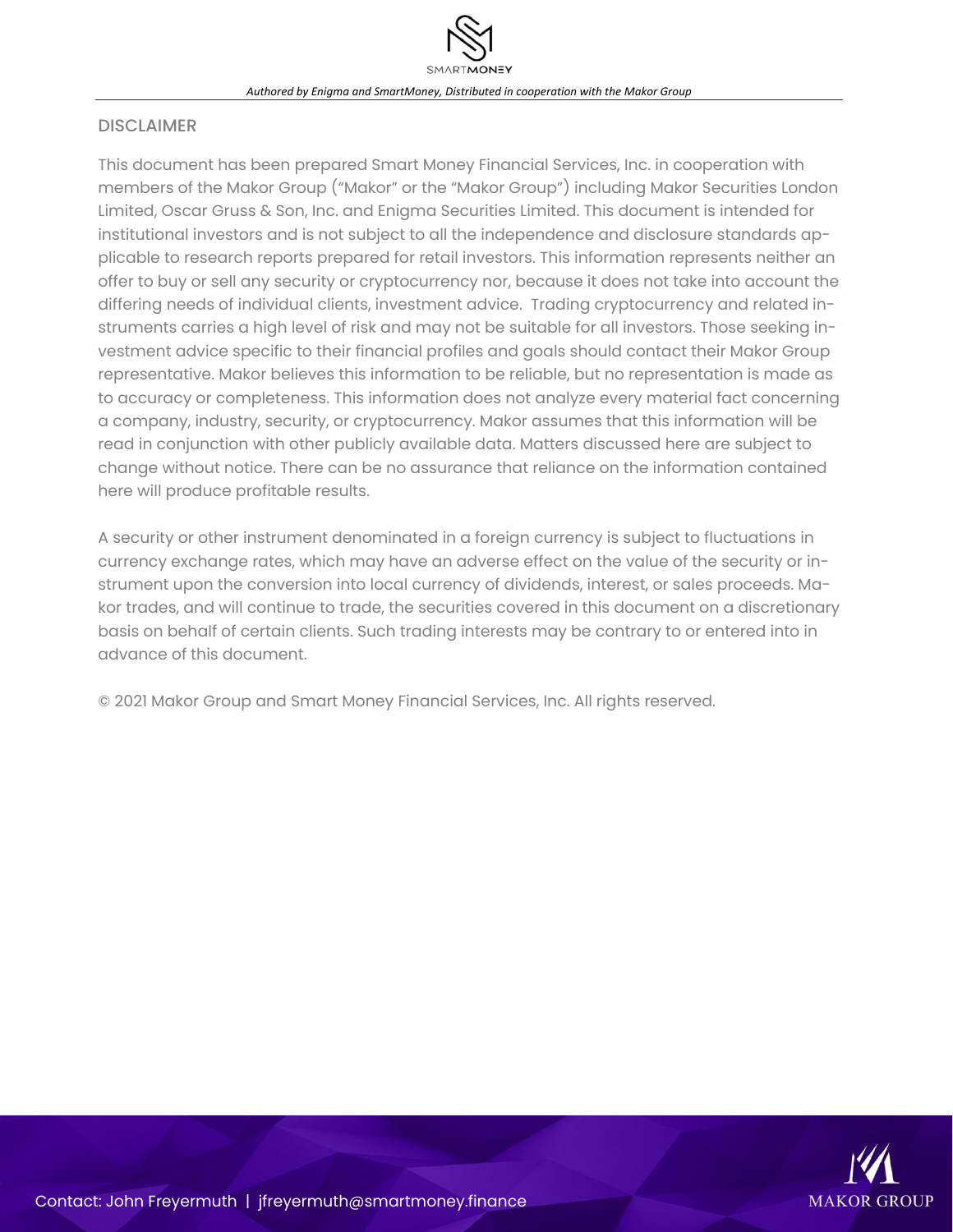## DISCLAIMER

This document has been prepared Smart Money Financial Services, Inc. in cooperation with members of the Makor Group ("Makor" or the "Makor Group") including Makor Securities London Limited, Oscar Gruss & Son, Inc. and Enigma Securities Limited. This document is intended for institutional investors and is not subject to all the independence and disclosure standards applicable to research reports prepared for retail investors. This information represents neither an offer to buy or sell any security or cryptocurrency nor, because it does not take into account the differing needs of individual clients, investment advice. Trading cryptocurrency and related instruments carries a high level of risk and may not be suitable for all investors. Those seeking investment advice specific to their financial profiles and goals should contact their Makor Group representative. Makor believes this information to be reliable, but no representation is made as to accuracy or completeness. This information does not analyze every material fact concerning a company, industry, security, or cryptocurrency. Makor assumes that this information will be read in conjunction with other publicly available data. Matters discussed here are subject to change without notice. There can be no assurance that reliance on the information contained here will produce profitable results.

A security or other instrument denominated in a foreign currency is subject to fluctuations in currency exchange rates, which may have an adverse effect on the value of the security or instrument upon the conversion into local currency of dividends, interest, or sales proceeds. Makor trades, and will continue to trade, the securities covered in this document on a discretionary basis on behalf of certain clients. Such trading interests may be contrary to or entered into in advance of this document.

© 2021 Makor Group and Smart Money Financial Services, Inc. All rights reserved.

Contact: John Freyermuth | jfreyermuth@smartmoney.finance